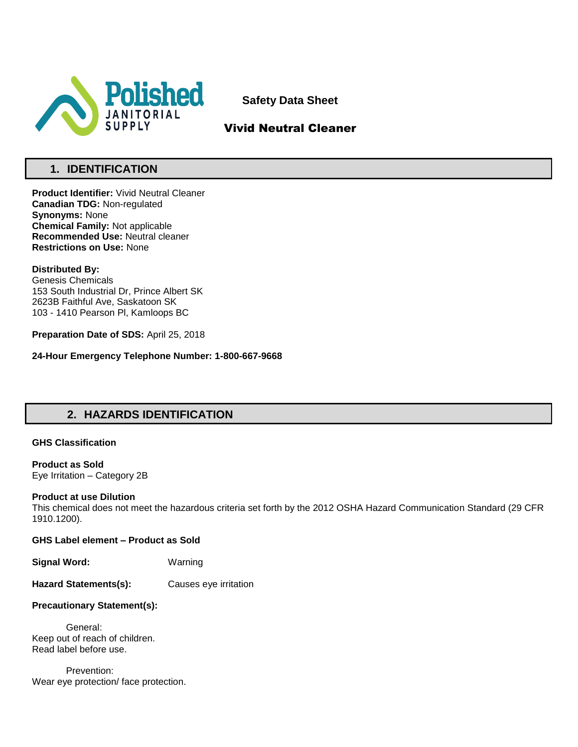# Safety Data Sheet

## Vivid Neutral Cleaner

## 1. IDENTIFICATION

**Product Identifier:** Vivid Neutral Cleaner
**Canadian TDG:** Non-regulated
**Synonyms:** None
**Chemical Family:** Not applicable
**Recommended Use:** Neutral cleaner
**Restrictions on Use:** None

**Distributed By:**
Genesis Chemicals
153 South Industrial Dr, Prince Albert SK
2623B Faithful Ave, Saskatoon SK
103 - 1410 Pearson Pl, Kamloops BC

**Preparation Date of SDS:** April 25, 2018

**24-Hour Emergency Telephone Number: 1-800-667-9668**

## 2. HAZARDS IDENTIFICATION

**GHS Classification**

**Product as Sold**
Eye Irritation – Category 2B

**Product at use Dilution**
This chemical does not meet the hazardous criteria set forth by the 2012 OSHA Hazard Communication Standard (29 CFR 1910.1200).

**GHS Label element – Product as Sold**

**Signal Word:** Warning

**Hazard Statements(s):** Causes eye irritation

**Precautionary Statement(s):**

General:
Keep out of reach of children.
Read label before use.

Prevention:
Wear eye protection/ face protection.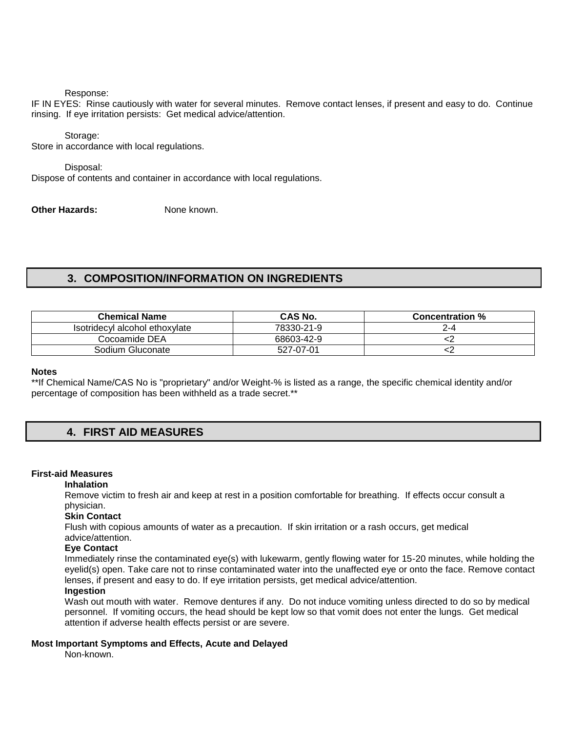Response:

IF IN EYES: Rinse cautiously with water for several minutes. Remove contact lenses, if present and easy to do. Continue rinsing. If eye irritation persists: Get medical advice/attention.

Storage:

Store in accordance with local regulations.

Disposal:

Dispose of contents and container in accordance with local regulations.

**Other Hazards:** None known.

## 3. COMPOSITION/INFORMATION ON INGREDIENTS

| Chemical Name | CAS No. | Concentration % |
|---|---|---|
| Isotridecyl alcohol ethoxylate | 78330-21-9 | 2-4 |
| Cocoamide DEA | 68603-42-9 | <2 |
| Sodium Gluconate | 527-07-01 | <2 |

**Notes**

**If Chemical Name/CAS No is "proprietary" and/or Weight-% is listed as a range, the specific chemical identity and/or percentage of composition has been withheld as a trade secret.**

## 4. FIRST AID MEASURES

**First-aid Measures**

**Inhalation**

Remove victim to fresh air and keep at rest in a position comfortable for breathing. If effects occur consult a physician.

**Skin Contact**

Flush with copious amounts of water as a precaution. If skin irritation or a rash occurs, get medical advice/attention.

**Eye Contact**

Immediately rinse the contaminated eye(s) with lukewarm, gently flowing water for 15-20 minutes, while holding the eyelid(s) open. Take care not to rinse contaminated water into the unaffected eye or onto the face. Remove contact lenses, if present and easy to do. If eye irritation persists, get medical advice/attention.

**Ingestion**

Wash out mouth with water. Remove dentures if any. Do not induce vomiting unless directed to do so by medical personnel. If vomiting occurs, the head should be kept low so that vomit does not enter the lungs. Get medical attention if adverse health effects persist or are severe.

**Most Important Symptoms and Effects, Acute and Delayed**

Non-known.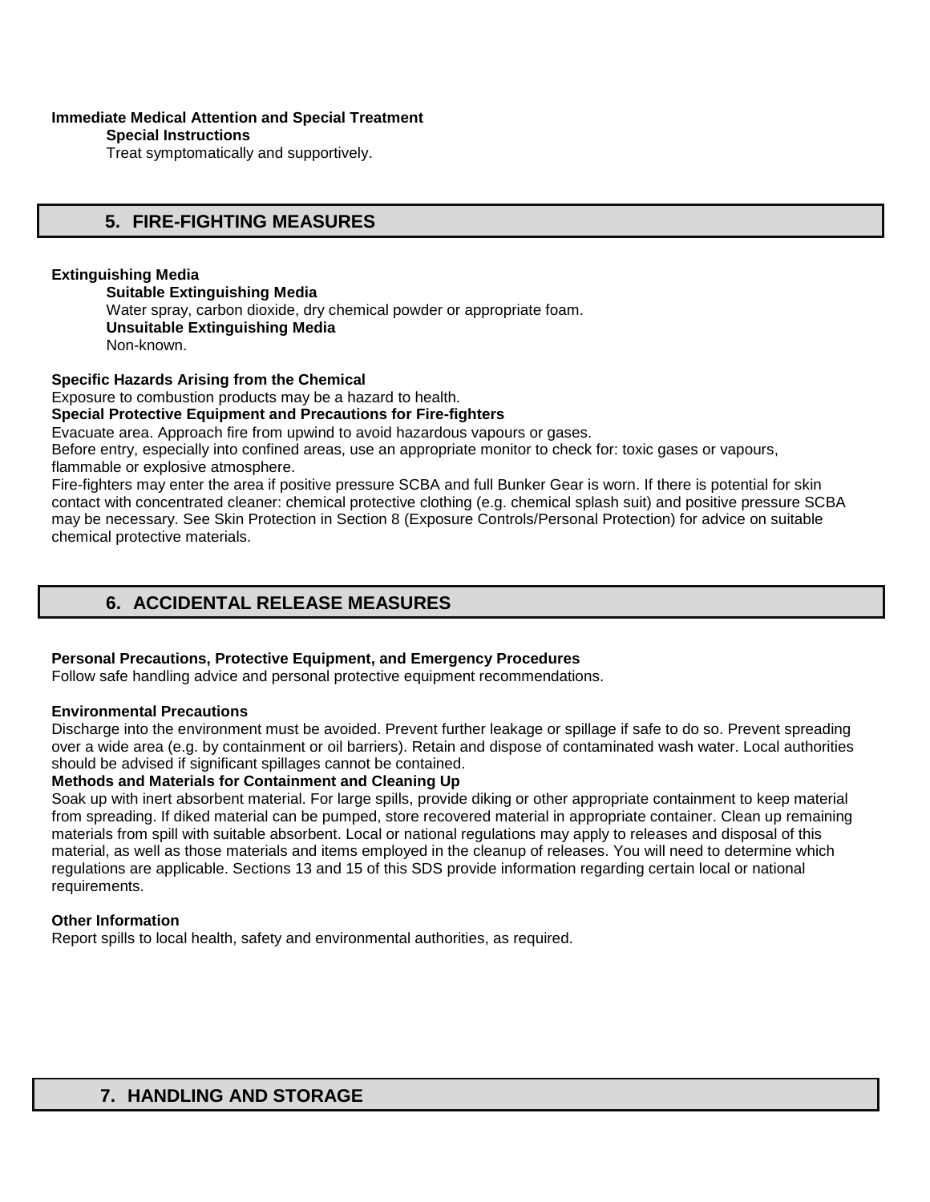**Immediate Medical Attention and Special Treatment**

**Special Instructions**

Treat symptomatically and supportively.

## 5. FIRE-FIGHTING MEASURES

**Extinguishing Media**

**Suitable Extinguishing Media**

Water spray, carbon dioxide, dry chemical powder or appropriate foam.

**Unsuitable Extinguishing Media**

Non-known.

**Specific Hazards Arising from the Chemical**

Exposure to combustion products may be a hazard to health.

**Special Protective Equipment and Precautions for Fire-fighters**

Evacuate area. Approach fire from upwind to avoid hazardous vapours or gases.

Before entry, especially into confined areas, use an appropriate monitor to check for: toxic gases or vapours, flammable or explosive atmosphere.

Fire-fighters may enter the area if positive pressure SCBA and full Bunker Gear is worn. If there is potential for skin contact with concentrated cleaner: chemical protective clothing (e.g. chemical splash suit) and positive pressure SCBA may be necessary. See Skin Protection in Section 8 (Exposure Controls/Personal Protection) for advice on suitable chemical protective materials.

## 6. ACCIDENTAL RELEASE MEASURES

**Personal Precautions, Protective Equipment, and Emergency Procedures**

Follow safe handling advice and personal protective equipment recommendations.

**Environmental Precautions**

Discharge into the environment must be avoided. Prevent further leakage or spillage if safe to do so. Prevent spreading over a wide area (e.g. by containment or oil barriers). Retain and dispose of contaminated wash water. Local authorities should be advised if significant spillages cannot be contained.

**Methods and Materials for Containment and Cleaning Up**

Soak up with inert absorbent material. For large spills, provide diking or other appropriate containment to keep material from spreading. If diked material can be pumped, store recovered material in appropriate container. Clean up remaining materials from spill with suitable absorbent. Local or national regulations may apply to releases and disposal of this material, as well as those materials and items employed in the cleanup of releases. You will need to determine which regulations are applicable. Sections 13 and 15 of this SDS provide information regarding certain local or national requirements.

**Other Information**

Report spills to local health, safety and environmental authorities, as required.

## 7. HANDLING AND STORAGE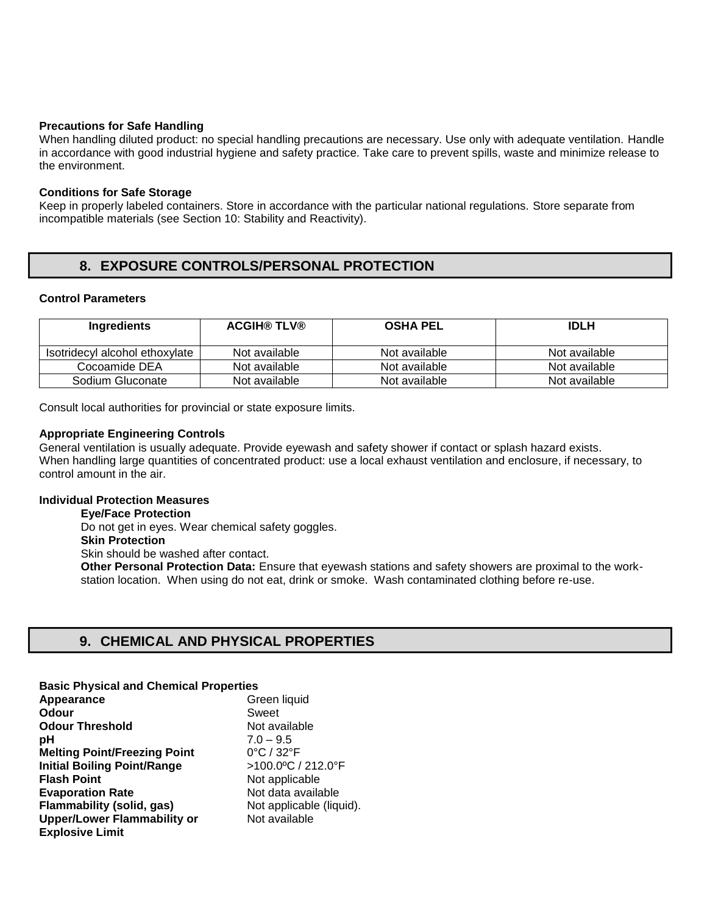**Precautions for Safe Handling**

When handling diluted product: no special handling precautions are necessary. Use only with adequate ventilation. Handle in accordance with good industrial hygiene and safety practice. Take care to prevent spills, waste and minimize release to the environment.

**Conditions for Safe Storage**

Keep in properly labeled containers. Store in accordance with the particular national regulations. Store separate from incompatible materials (see Section 10: Stability and Reactivity).

## 8. EXPOSURE CONTROLS/PERSONAL PROTECTION

**Control Parameters**

| Ingredients | ACGIH® TLV® | OSHA PEL | IDLH |
|---|---|---|---|
| Isotridecyl alcohol ethoxylate | Not available | Not available | Not available |
| Cocoamide DEA | Not available | Not available | Not available |
| Sodium Gluconate | Not available | Not available | Not available |

Consult local authorities for provincial or state exposure limits.

**Appropriate Engineering Controls**

General ventilation is usually adequate. Provide eyewash and safety shower if contact or splash hazard exists.
When handling large quantities of concentrated product: use a local exhaust ventilation and enclosure, if necessary, to control amount in the air.

**Individual Protection Measures**

**Eye/Face Protection**

Do not get in eyes. Wear chemical safety goggles.

**Skin Protection**

Skin should be washed after contact.

**Other Personal Protection Data:** Ensure that eyewash stations and safety showers are proximal to the work-station location. When using do not eat, drink or smoke. Wash contaminated clothing before re-use.

## 9. CHEMICAL AND PHYSICAL PROPERTIES

**Basic Physical and Chemical Properties**

| | |
|---|---|
| **Appearance** | Green liquid |
| **Odour** | Sweet |
| **Odour Threshold** | Not available |
| **pH** | 7.0 – 9.5 |
| **Melting Point/Freezing Point** | 0°C / 32°F |
| **Initial Boiling Point/Range** | >100.0ºC / 212.0°F |
| **Flash Point** | Not applicable |
| **Evaporation Rate** | Not data available |
| **Flammability (solid, gas)** | Not applicable (liquid). |
| **Upper/Lower Flammability or Explosive Limit** | Not available |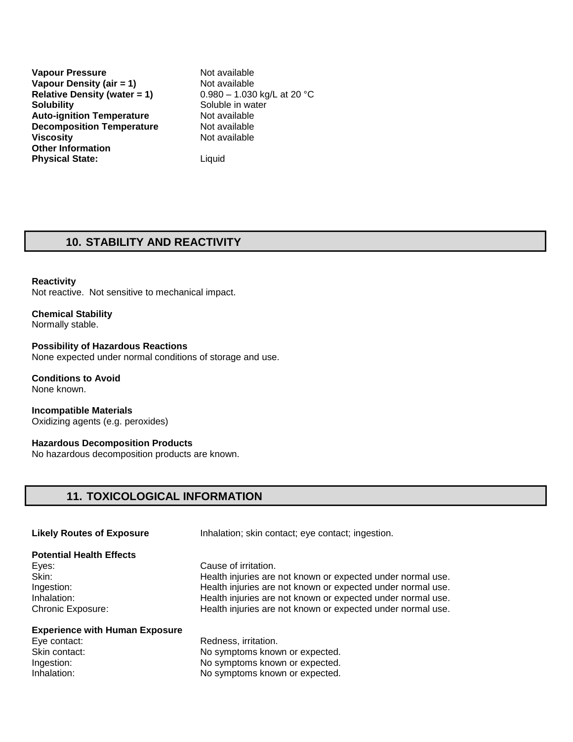**Vapour Pressure** Not available
**Vapour Density (air = 1)** Not available
**Relative Density (water = 1)** 0.980 – 1.030 kg/L at 20 °C
**Solubility** Soluble in water
**Auto-ignition Temperature** Not available
**Decomposition Temperature** Not available
**Viscosity** Not available
**Other Information**
**Physical State:** Liquid

## 10. STABILITY AND REACTIVITY

**Reactivity**
Not reactive. Not sensitive to mechanical impact.

**Chemical Stability**
Normally stable.

**Possibility of Hazardous Reactions**
None expected under normal conditions of storage and use.

**Conditions to Avoid**
None known.

**Incompatible Materials**
Oxidizing agents (e.g. peroxides)

**Hazardous Decomposition Products**
No hazardous decomposition products are known.

## 11. TOXICOLOGICAL INFORMATION

**Likely Routes of Exposure** Inhalation; skin contact; eye contact; ingestion.

**Potential Health Effects**
Eyes: Cause of irritation.
Skin: Health injuries are not known or expected under normal use.
Ingestion: Health injuries are not known or expected under normal use.
Inhalation: Health injuries are not known or expected under normal use.
Chronic Exposure: Health injuries are not known or expected under normal use.

**Experience with Human Exposure**
Eye contact: Redness, irritation.
Skin contact: No symptoms known or expected.
Ingestion: No symptoms known or expected.
Inhalation: No symptoms known or expected.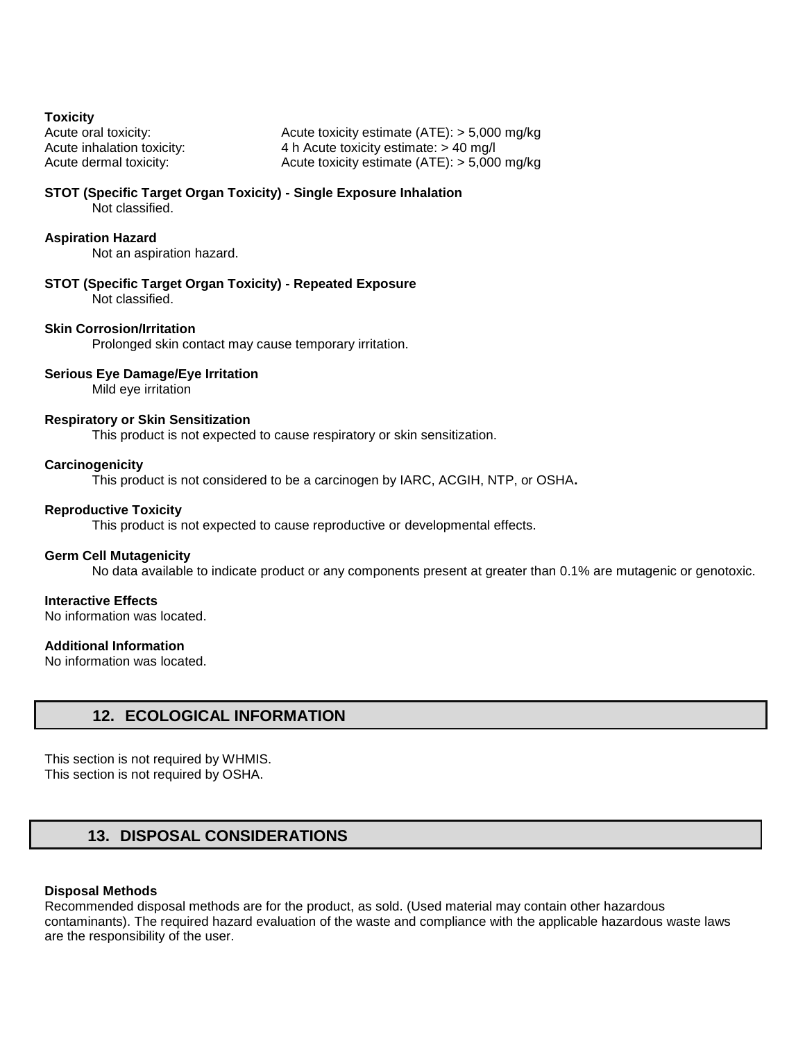**Toxicity**

| | |
|---|---|
| Acute oral toxicity: | Acute toxicity estimate (ATE): > 5,000 mg/kg |
| Acute inhalation toxicity: | 4 h Acute toxicity estimate: > 40 mg/l |
| Acute dermal toxicity: | Acute toxicity estimate (ATE): > 5,000 mg/kg |

**STOT (Specific Target Organ Toxicity) - Single Exposure Inhalation**

Not classified.

**Aspiration Hazard**

Not an aspiration hazard.

**STOT (Specific Target Organ Toxicity) - Repeated Exposure**

Not classified.

**Skin Corrosion/Irritation**

Prolonged skin contact may cause temporary irritation.

**Serious Eye Damage/Eye Irritation**

Mild eye irritation

**Respiratory or Skin Sensitization**

This product is not expected to cause respiratory or skin sensitization.

**Carcinogenicity**

This product is not considered to be a carcinogen by IARC, ACGIH, NTP, or OSHA**.**

**Reproductive Toxicity**

This product is not expected to cause reproductive or developmental effects.

**Germ Cell Mutagenicity**

No data available to indicate product or any components present at greater than 0.1% are mutagenic or genotoxic.

**Interactive Effects**

No information was located.

**Additional Information**

No information was located.

## 12. ECOLOGICAL INFORMATION

This section is not required by WHMIS.
This section is not required by OSHA.

## 13. DISPOSAL CONSIDERATIONS

**Disposal Methods**

Recommended disposal methods are for the product, as sold. (Used material may contain other hazardous contaminants). The required hazard evaluation of the waste and compliance with the applicable hazardous waste laws are the responsibility of the user.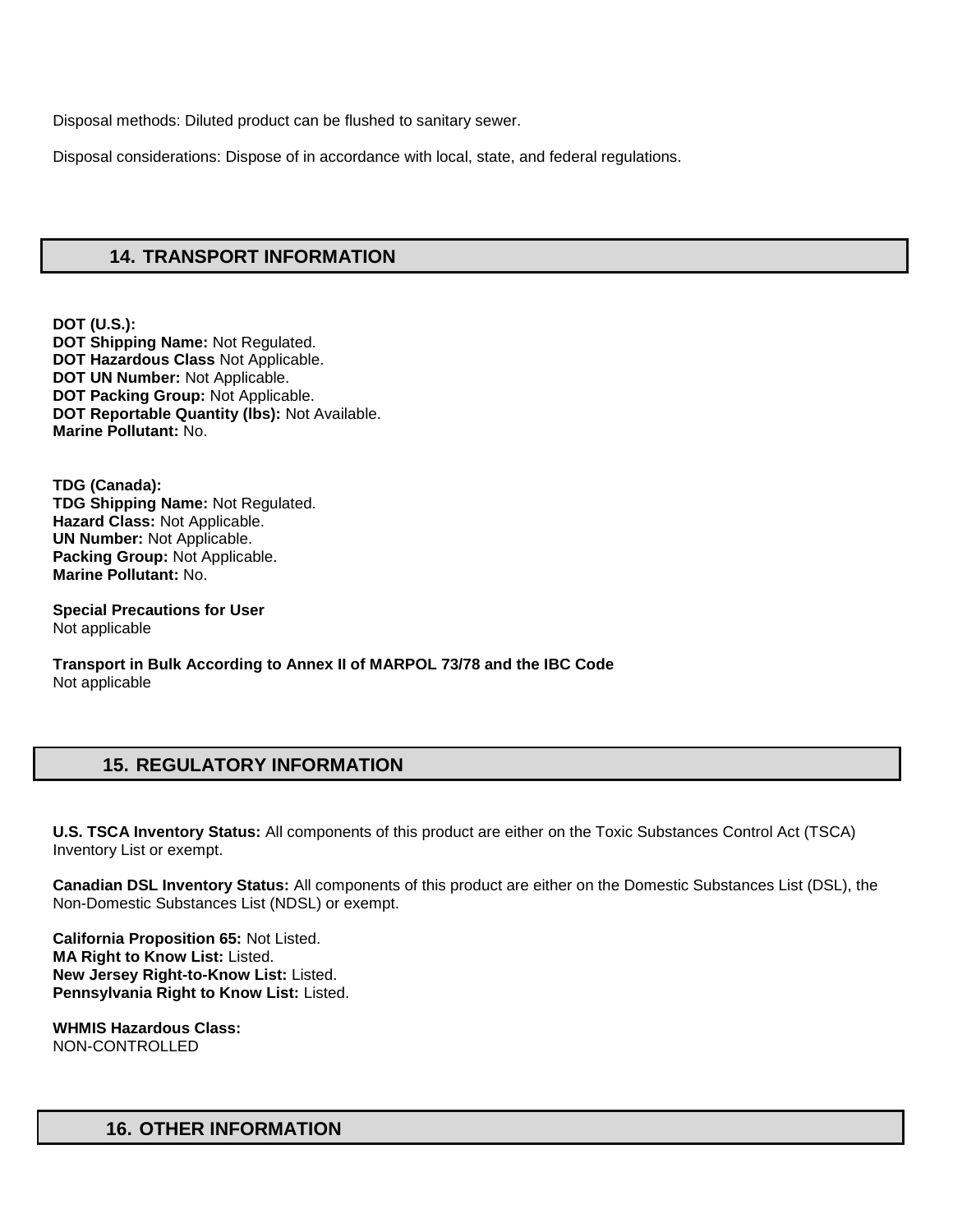Disposal methods: Diluted product can be flushed to sanitary sewer.

Disposal considerations: Dispose of in accordance with local, state, and federal regulations.

## 14. TRANSPORT INFORMATION

**DOT (U.S.):**
**DOT Shipping Name:** Not Regulated.
**DOT Hazardous Class** Not Applicable.
**DOT UN Number:** Not Applicable.
**DOT Packing Group:** Not Applicable.
**DOT Reportable Quantity (lbs):** Not Available.
**Marine Pollutant:** No.

**TDG (Canada):**
**TDG Shipping Name:** Not Regulated.
**Hazard Class:** Not Applicable.
**UN Number:** Not Applicable.
**Packing Group:** Not Applicable.
**Marine Pollutant:** No.

**Special Precautions for User**
Not applicable

**Transport in Bulk According to Annex II of MARPOL 73/78 and the IBC Code**
Not applicable

## 15. REGULATORY INFORMATION

**U.S. TSCA Inventory Status:** All components of this product are either on the Toxic Substances Control Act (TSCA) Inventory List or exempt.

**Canadian DSL Inventory Status:** All components of this product are either on the Domestic Substances List (DSL), the Non-Domestic Substances List (NDSL) or exempt.

**California Proposition 65:** Not Listed.
**MA Right to Know List:** Listed.
**New Jersey Right-to-Know List:** Listed.
**Pennsylvania Right to Know List:** Listed.

**WHMIS Hazardous Class:**
NON-CONTROLLED

## 16. OTHER INFORMATION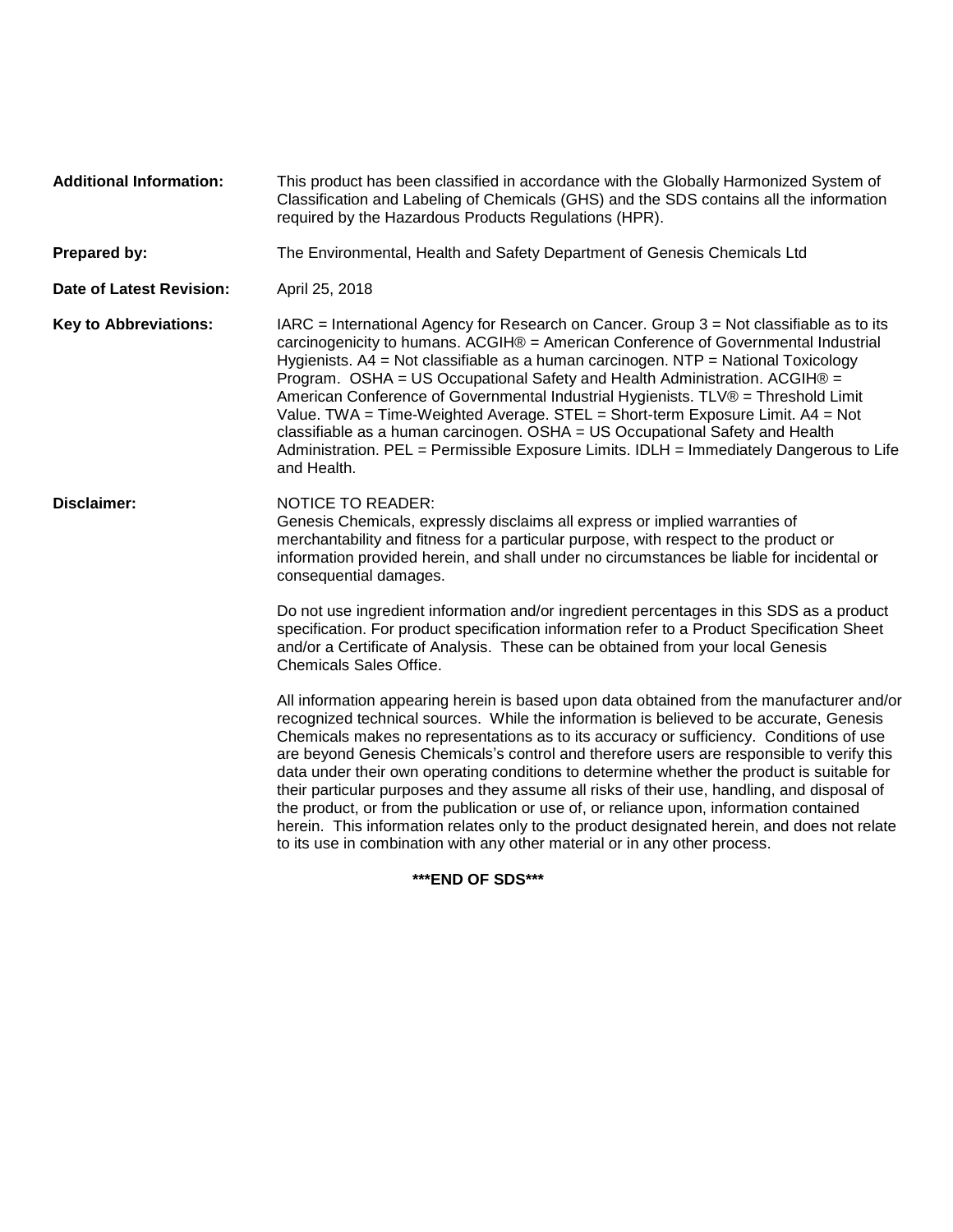**Additional Information:** This product has been classified in accordance with the Globally Harmonized System of Classification and Labeling of Chemicals (GHS) and the SDS contains all the information required by the Hazardous Products Regulations (HPR).

**Prepared by:** The Environmental, Health and Safety Department of Genesis Chemicals Ltd

**Date of Latest Revision:** April 25, 2018

**Key to Abbreviations:** IARC = International Agency for Research on Cancer. Group 3 = Not classifiable as to its carcinogenicity to humans. ACGIH® = American Conference of Governmental Industrial Hygienists. A4 = Not classifiable as a human carcinogen. NTP = National Toxicology Program. OSHA = US Occupational Safety and Health Administration. ACGIH® = American Conference of Governmental Industrial Hygienists. TLV® = Threshold Limit Value. TWA = Time-Weighted Average. STEL = Short-term Exposure Limit. A4 = Not classifiable as a human carcinogen. OSHA = US Occupational Safety and Health Administration. PEL = Permissible Exposure Limits. IDLH = Immediately Dangerous to Life and Health.

**Disclaimer:** NOTICE TO READER:
Genesis Chemicals, expressly disclaims all express or implied warranties of merchantability and fitness for a particular purpose, with respect to the product or information provided herein, and shall under no circumstances be liable for incidental or consequential damages.

Do not use ingredient information and/or ingredient percentages in this SDS as a product specification. For product specification information refer to a Product Specification Sheet and/or a Certificate of Analysis. These can be obtained from your local Genesis Chemicals Sales Office.

All information appearing herein is based upon data obtained from the manufacturer and/or recognized technical sources. While the information is believed to be accurate, Genesis Chemicals makes no representations as to its accuracy or sufficiency. Conditions of use are beyond Genesis Chemicals's control and therefore users are responsible to verify this data under their own operating conditions to determine whether the product is suitable for their particular purposes and they assume all risks of their use, handling, and disposal of the product, or from the publication or use of, or reliance upon, information contained herein. This information relates only to the product designated herein, and does not relate to its use in combination with any other material or in any other process.

**\*\*\*END OF SDS\*\*\***